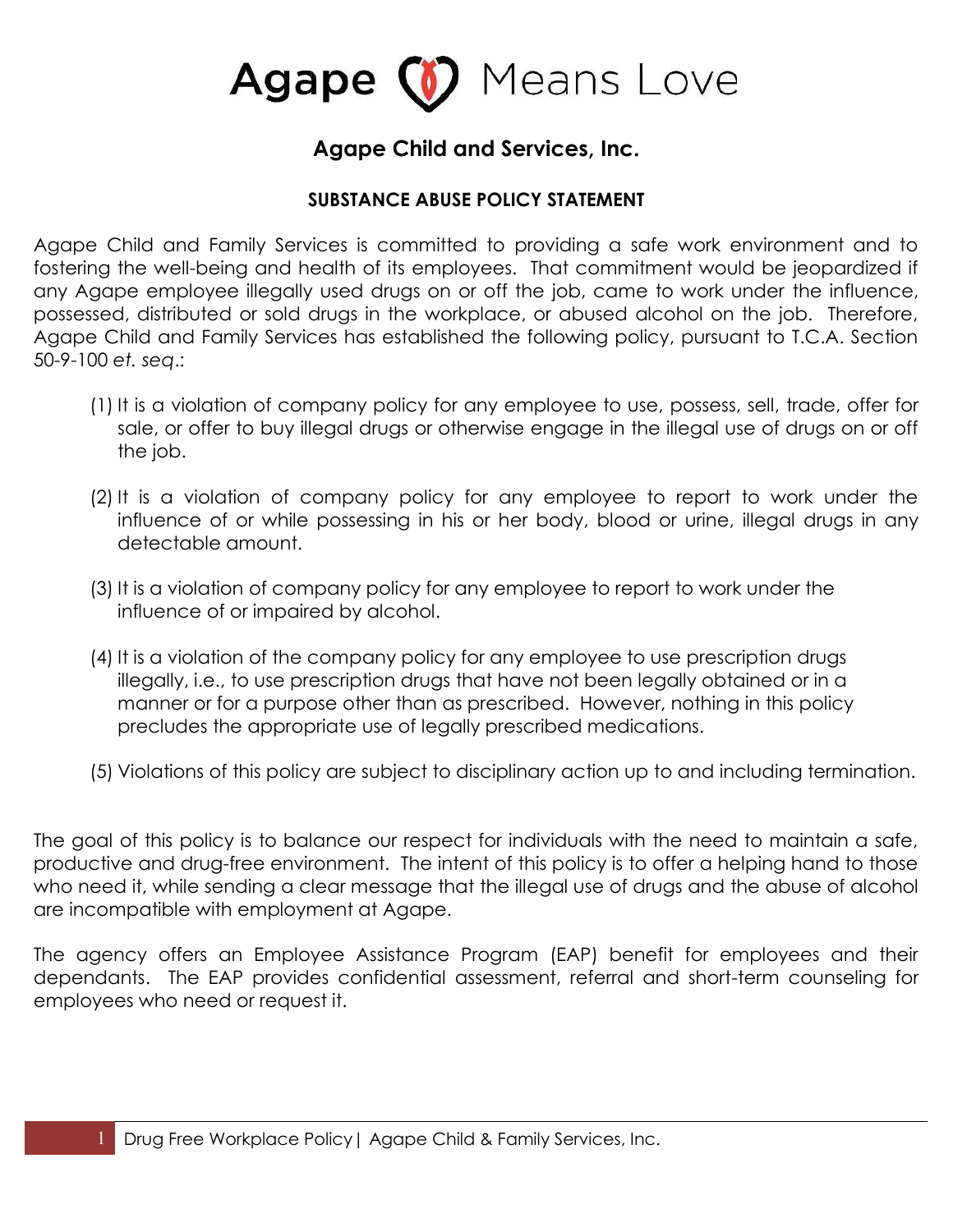# Agape Means Love

## Agape Child and Services, Inc.

### SUBSTANCE ABUSE POLICY STATEMENT

Agape Child and Family Services is committed to providing a safe work environment and to fostering the well-being and health of its employees. That commitment would be jeopardized if any Agape employee illegally used drugs on or off the job, came to work under the influence, possessed, distributed or sold drugs in the workplace, or abused alcohol on the job. Therefore, Agape Child and Family Services has established the following policy, pursuant to T.C.A. Section 50-9-100 *et. seq*.:

(1) It is a violation of company policy for any employee to use, possess, sell, trade, offer for sale, or offer to buy illegal drugs or otherwise engage in the illegal use of drugs on or off the job.

(2) It is a violation of company policy for any employee to report to work under the influence of or while possessing in his or her body, blood or urine, illegal drugs in any detectable amount.

(3) It is a violation of company policy for any employee to report to work under the influence of or impaired by alcohol.

(4) It is a violation of the company policy for any employee to use prescription drugs illegally, i.e., to use prescription drugs that have not been legally obtained or in a manner or for a purpose other than as prescribed. However, nothing in this policy precludes the appropriate use of legally prescribed medications.

(5) Violations of this policy are subject to disciplinary action up to and including termination.

The goal of this policy is to balance our respect for individuals with the need to maintain a safe, productive and drug-free environment. The intent of this policy is to offer a helping hand to those who need it, while sending a clear message that the illegal use of drugs and the abuse of alcohol are incompatible with employment at Agape.

The agency offers an Employee Assistance Program (EAP) benefit for employees and their dependants. The EAP provides confidential assessment, referral and short-term counseling for employees who need or request it.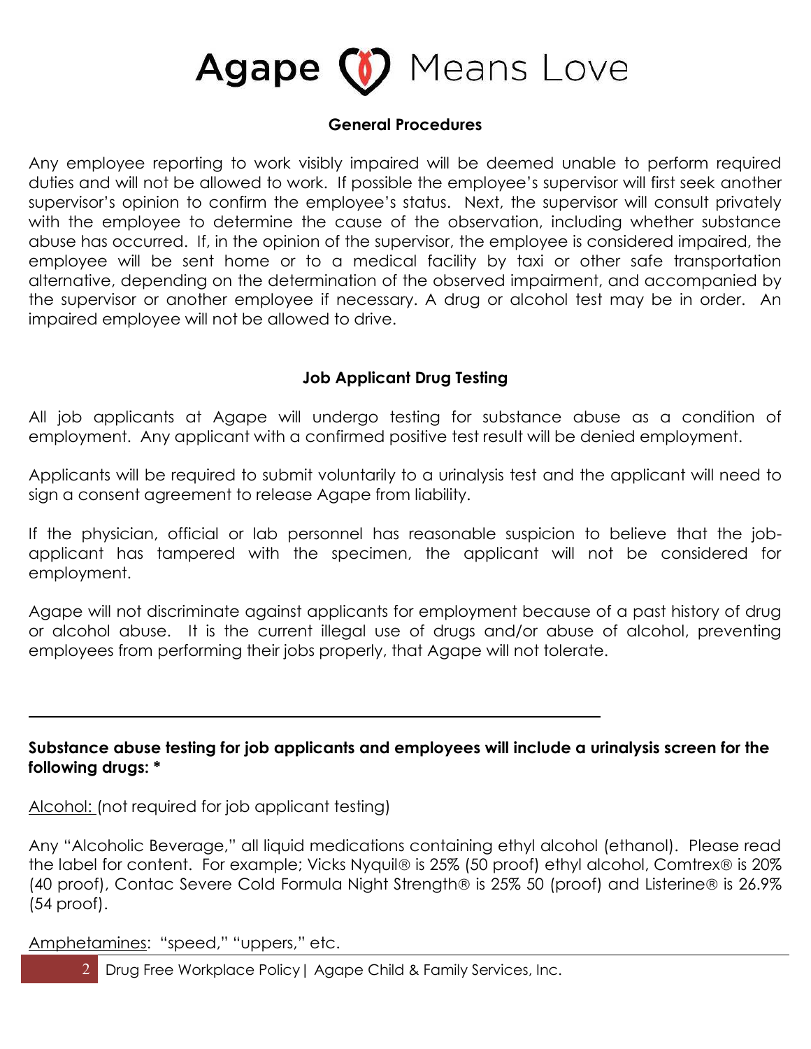### General Procedures

Any employee reporting to work visibly impaired will be deemed unable to perform required duties and will not be allowed to work. If possible the employee's supervisor will first seek another supervisor's opinion to confirm the employee's status. Next, the supervisor will consult privately with the employee to determine the cause of the observation, including whether substance abuse has occurred. If, in the opinion of the supervisor, the employee is considered impaired, the employee will be sent home or to a medical facility by taxi or other safe transportation alternative, depending on the determination of the observed impairment, and accompanied by the supervisor or another employee if necessary. A drug or alcohol test may be in order. An impaired employee will not be allowed to drive.

### Job Applicant Drug Testing

All job applicants at Agape will undergo testing for substance abuse as a condition of employment. Any applicant with a confirmed positive test result will be denied employment.

Applicants will be required to submit voluntarily to a urinalysis test and the applicant will need to sign a consent agreement to release Agape from liability.

If the physician, official or lab personnel has reasonable suspicion to believe that the job-applicant has tampered with the specimen, the applicant will not be considered for employment.

Agape will not discriminate against applicants for employment because of a past history of drug or alcohol abuse. It is the current illegal use of drugs and/or abuse of alcohol, preventing employees from performing their jobs properly, that Agape will not tolerate.

---

**Substance abuse testing for job applicants and employees will include a urinalysis screen for the following drugs: ***

<u>Alcohol:</u> (not required for job applicant testing)

Any "Alcoholic Beverage," all liquid medications containing ethyl alcohol (ethanol). Please read the label for content. For example; Vicks Nyquil® is 25% (50 proof) ethyl alcohol, Comtrex® is 20% (40 proof), Contac Severe Cold Formula Night Strength® is 25% 50 (proof) and Listerine® is 26.9% (54 proof).

<u>Amphetamines</u>: "speed," "uppers," etc.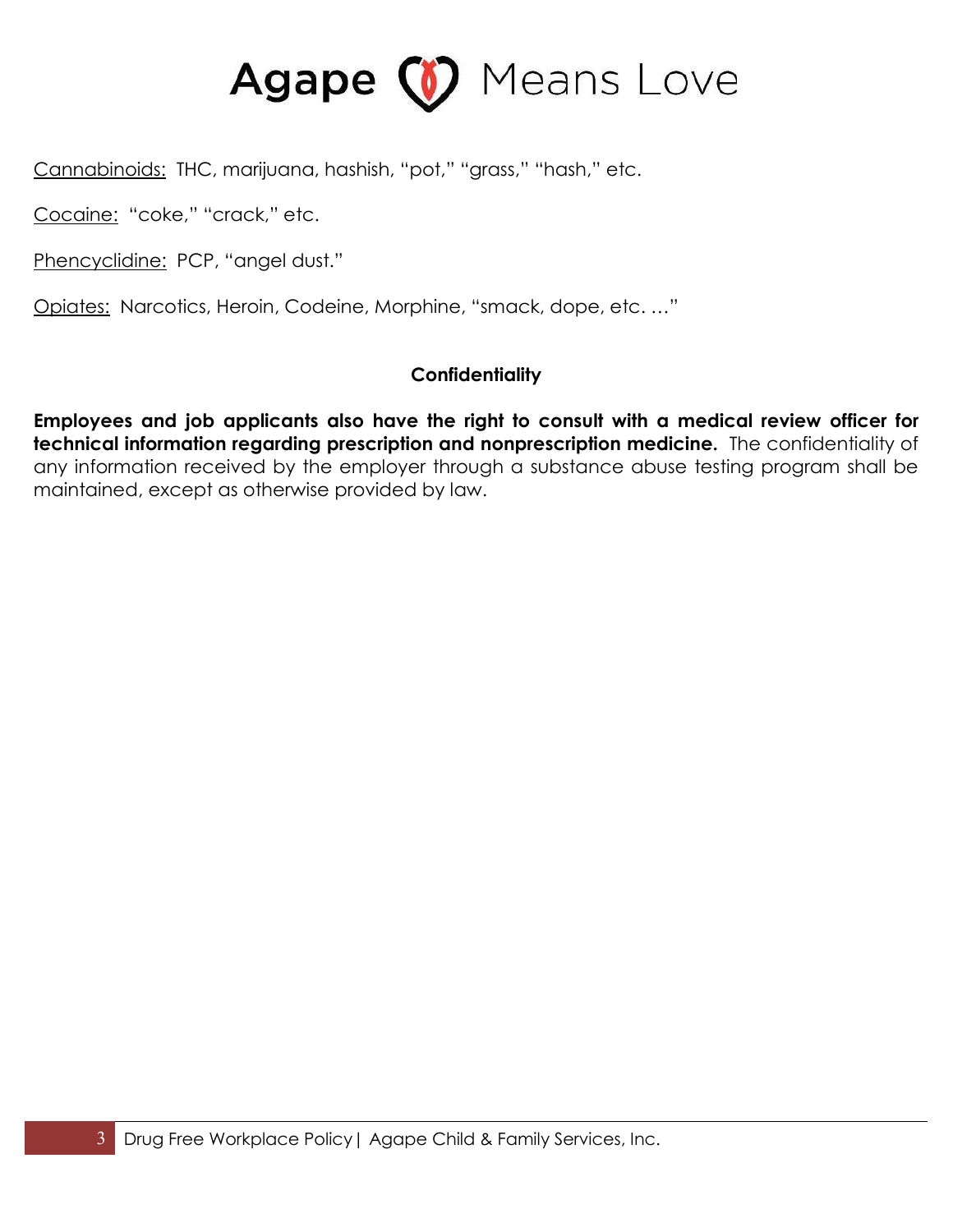Cannabinoids: THC, marijuana, hashish, "pot," "grass," "hash," etc.

Cocaine: "coke," "crack," etc.

Phencyclidine: PCP, "angel dust."

Opiates: Narcotics, Heroin, Codeine, Morphine, "smack, dope, etc. …"

**Confidentiality**

**Employees and job applicants also have the right to consult with a medical review officer for technical information regarding prescription and nonprescription medicine.** The confidentiality of any information received by the employer through a substance abuse testing program shall be maintained, except as otherwise provided by law.